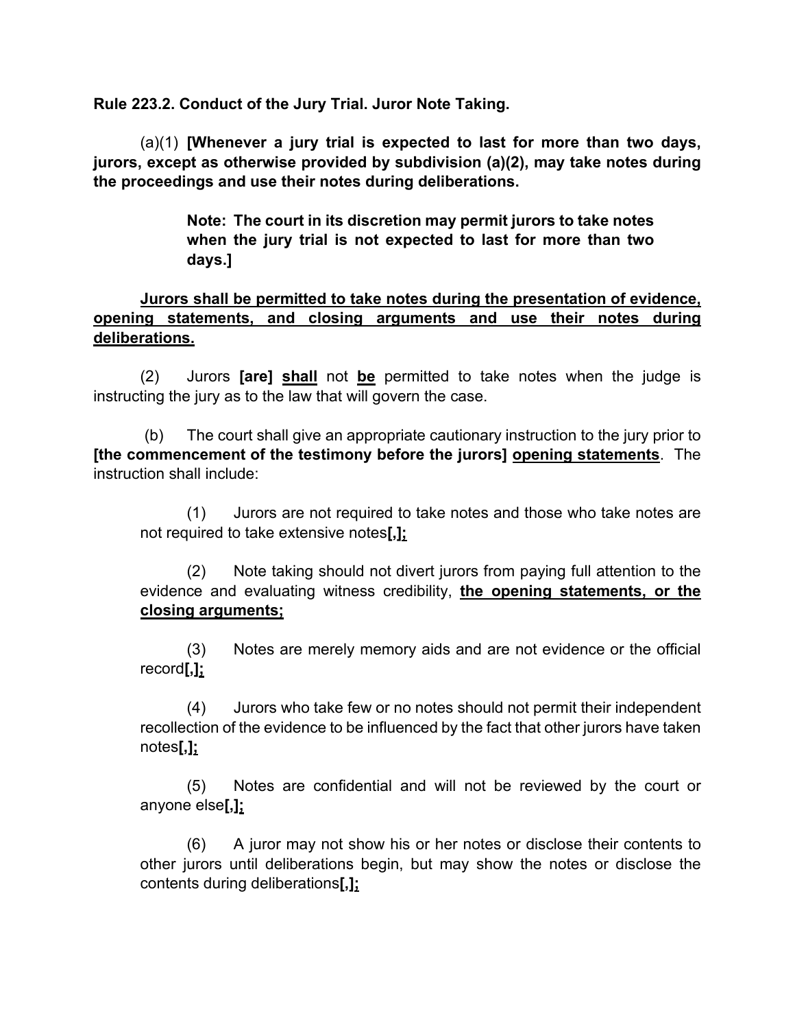**Rule 223.2. Conduct of the Jury Trial. Juror Note Taking.**

(a)(1) **[Whenever a jury trial is expected to last for more than two days, jurors, except as otherwise provided by subdivision (a)(2), may take notes during the proceedings and use their notes during deliberations.**

> **Note: The court in its discretion may permit jurors to take notes when the jury trial is not expected to last for more than two days.]**

<u>**Jurors shall be permitted to take notes during the presentation of evidence, opening statements, and closing arguments and use their notes during deliberations.**</u>

(2) Jurors **[are]** <u>**shall**</u> not <u>**be**</u> permitted to take notes when the judge is instructing the jury as to the law that will govern the case.

(b) The court shall give an appropriate cautionary instruction to the jury prior to **[the commencement of the testimony before the jurors]** <u>**opening statements**</u>. The instruction shall include:

(1) Jurors are not required to take notes and those who take notes are not required to take extensive notes**[,]**<u>**;**</u>

(2) Note taking should not divert jurors from paying full attention to the evidence and evaluating witness credibility, <u>**the opening statements, or the closing arguments;**</u>

(3) Notes are merely memory aids and are not evidence or the official record**[,]**<u>**;**</u>

(4) Jurors who take few or no notes should not permit their independent recollection of the evidence to be influenced by the fact that other jurors have taken notes**[,]**<u>**;**</u>

(5) Notes are confidential and will not be reviewed by the court or anyone else**[,]**<u>**;**</u>

(6) A juror may not show his or her notes or disclose their contents to other jurors until deliberations begin, but may show the notes or disclose the contents during deliberations**[,]**<u>**;**</u>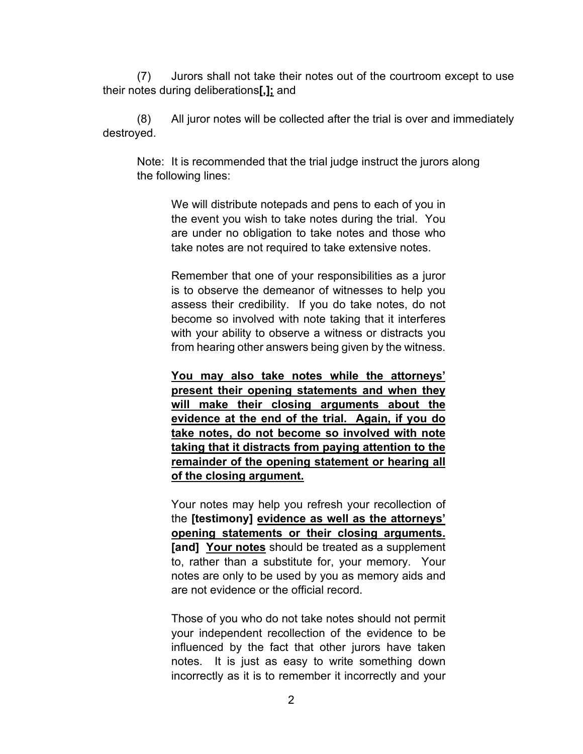(7) Jurors shall not take their notes out of the courtroom except to use their notes during deliberations**[,]**<u>;</u> and

(8) All juror notes will be collected after the trial is over and immediately destroyed.

> Note: It is recommended that the trial judge instruct the jurors along the following lines:
>
> > We will distribute notepads and pens to each of you in the event you wish to take notes during the trial. You are under no obligation to take notes and those who take notes are not required to take extensive notes.
> >
> > Remember that one of your responsibilities as a juror is to observe the demeanor of witnesses to help you assess their credibility. If you do take notes, do not become so involved with note taking that it interferes with your ability to observe a witness or distracts you from hearing other answers being given by the witness.
> >
> > <u>**You may also take notes while the attorneys' present their opening statements and when they will make their closing arguments about the evidence at the end of the trial. Again, if you do take notes, do not become so involved with note taking that it distracts from paying attention to the remainder of the opening statement or hearing all of the closing argument.**</u>
> >
> > Your notes may help you refresh your recollection of the **[testimony]** <u>**evidence as well as the attorneys' opening statements or their closing arguments.**</u> **[and]** <u>**Your notes**</u> should be treated as a supplement to, rather than a substitute for, your memory. Your notes are only to be used by you as memory aids and are not evidence or the official record.
> >
> > Those of you who do not take notes should not permit your independent recollection of the evidence to be influenced by the fact that other jurors have taken notes. It is just as easy to write something down incorrectly as it is to remember it incorrectly and your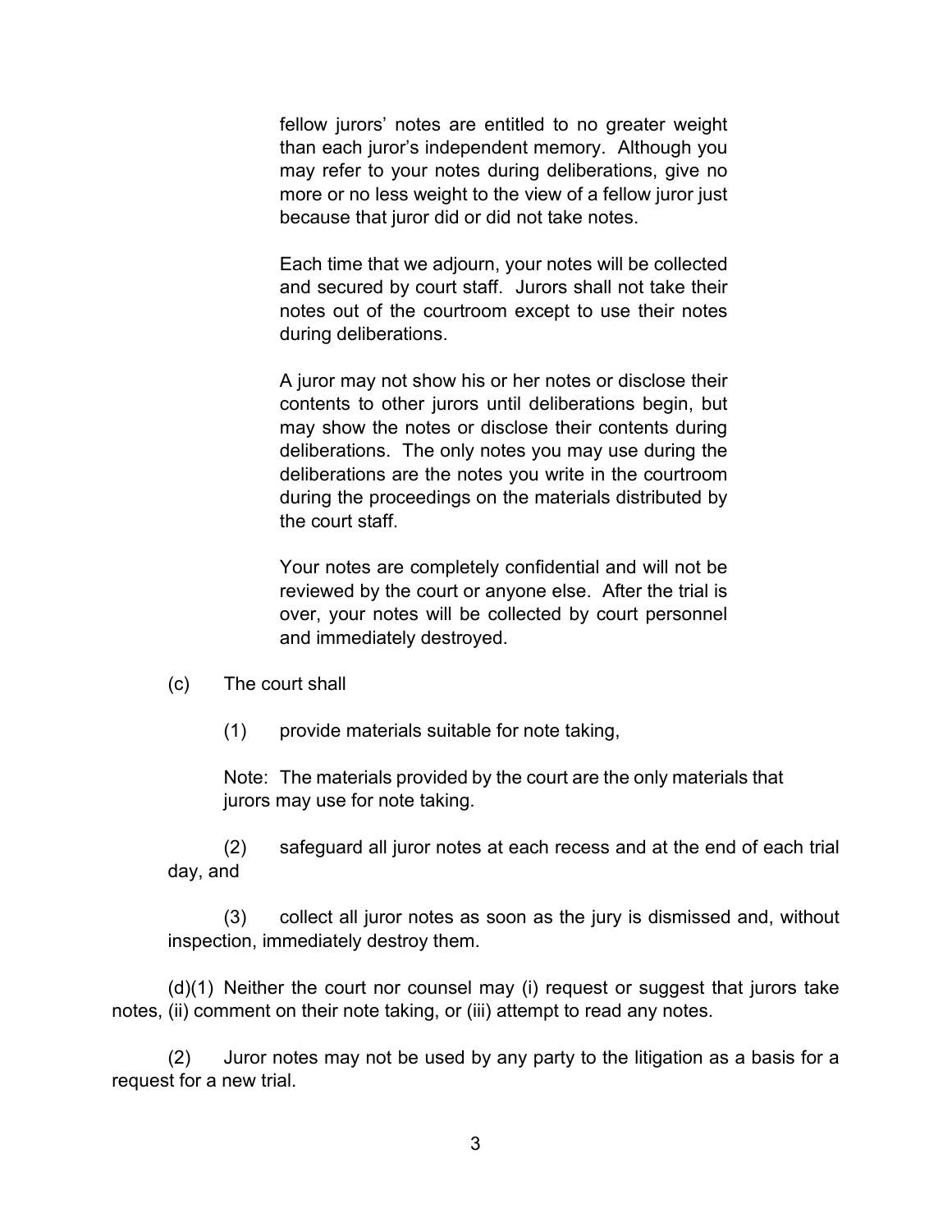fellow jurors' notes are entitled to no greater weight than each juror's independent memory. Although you may refer to your notes during deliberations, give no more or no less weight to the view of a fellow juror just because that juror did or did not take notes.

Each time that we adjourn, your notes will be collected and secured by court staff. Jurors shall not take their notes out of the courtroom except to use their notes during deliberations.

A juror may not show his or her notes or disclose their contents to other jurors until deliberations begin, but may show the notes or disclose their contents during deliberations. The only notes you may use during the deliberations are the notes you write in the courtroom during the proceedings on the materials distributed by the court staff.

Your notes are completely confidential and will not be reviewed by the court or anyone else. After the trial is over, your notes will be collected by court personnel and immediately destroyed.

(c) The court shall

(1) provide materials suitable for note taking,

Note: The materials provided by the court are the only materials that jurors may use for note taking.

(2) safeguard all juror notes at each recess and at the end of each trial day, and

(3) collect all juror notes as soon as the jury is dismissed and, without inspection, immediately destroy them.

(d)(1) Neither the court nor counsel may (i) request or suggest that jurors take notes, (ii) comment on their note taking, or (iii) attempt to read any notes.

(2) Juror notes may not be used by any party to the litigation as a basis for a request for a new trial.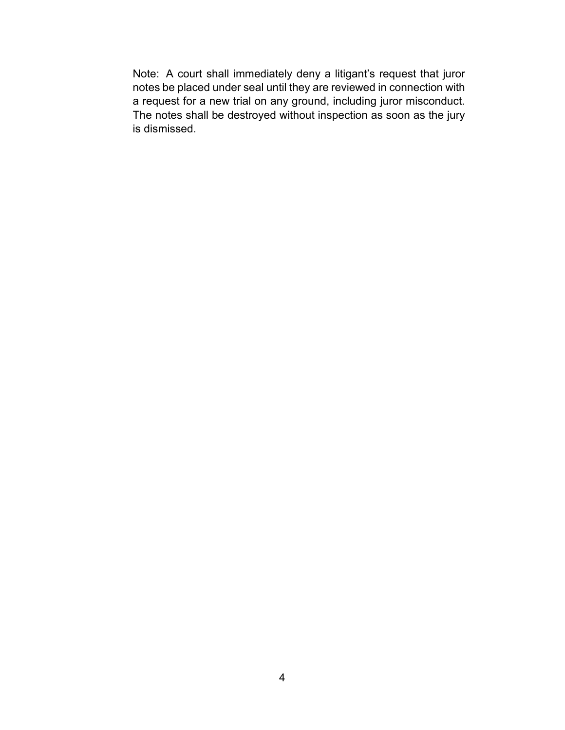Note: A court shall immediately deny a litigant's request that juror notes be placed under seal until they are reviewed in connection with a request for a new trial on any ground, including juror misconduct. The notes shall be destroyed without inspection as soon as the jury is dismissed.